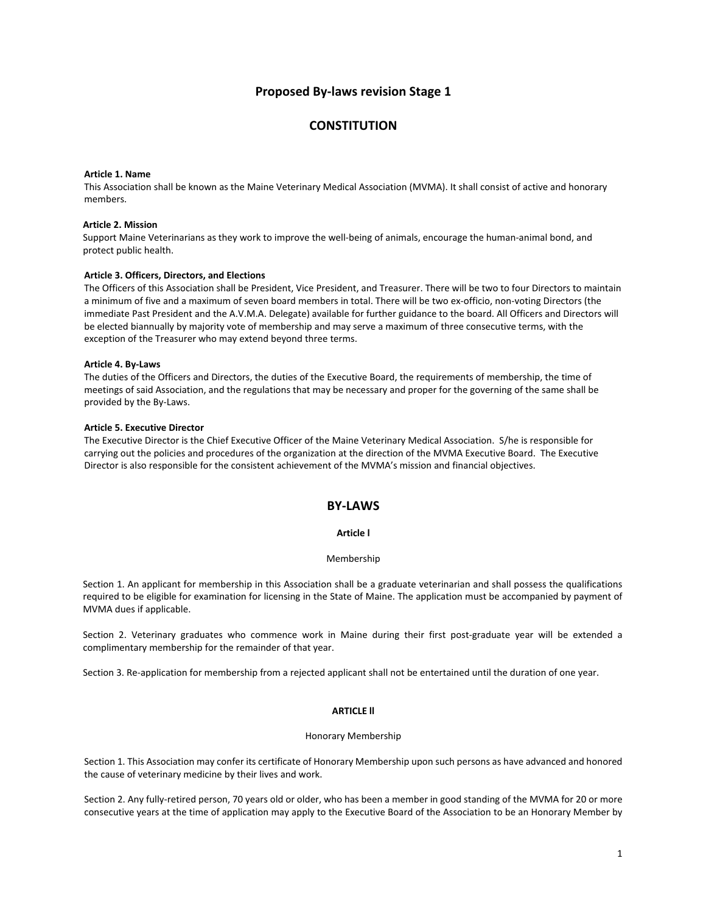# Proposed By-laws revision Stage 1

## CONSTITUTION

**Article 1. Name**
This Association shall be known as the Maine Veterinary Medical Association (MVMA). It shall consist of active and honorary members.

**Article 2. Mission**
Support Maine Veterinarians as they work to improve the well-being of animals, encourage the human-animal bond, and protect public health.

**Article 3. Officers, Directors, and Elections**
The Officers of this Association shall be President, Vice President, and Treasurer. There will be two to four Directors to maintain a minimum of five and a maximum of seven board members in total. There will be two ex-officio, non-voting Directors (the immediate Past President and the A.V.M.A. Delegate) available for further guidance to the board. All Officers and Directors will be elected biannually by majority vote of membership and may serve a maximum of three consecutive terms, with the exception of the Treasurer who may extend beyond three terms.

**Article 4. By-Laws**
The duties of the Officers and Directors, the duties of the Executive Board, the requirements of membership, the time of meetings of said Association, and the regulations that may be necessary and proper for the governing of the same shall be provided by the By-Laws.

**Article 5. Executive Director**
The Executive Director is the Chief Executive Officer of the Maine Veterinary Medical Association. S/he is responsible for carrying out the policies and procedures of the organization at the direction of the MVMA Executive Board. The Executive Director is also responsible for the consistent achievement of the MVMA's mission and financial objectives.

## BY-LAWS

**Article l**

Membership

Section 1. An applicant for membership in this Association shall be a graduate veterinarian and shall possess the qualifications required to be eligible for examination for licensing in the State of Maine. The application must be accompanied by payment of MVMA dues if applicable.

Section 2. Veterinary graduates who commence work in Maine during their first post-graduate year will be extended a complimentary membership for the remainder of that year.

Section 3. Re-application for membership from a rejected applicant shall not be entertained until the duration of one year.

**ARTICLE ll**

Honorary Membership

Section 1. This Association may confer its certificate of Honorary Membership upon such persons as have advanced and honored the cause of veterinary medicine by their lives and work.

Section 2. Any fully-retired person, 70 years old or older, who has been a member in good standing of the MVMA for 20 or more consecutive years at the time of application may apply to the Executive Board of the Association to be an Honorary Member by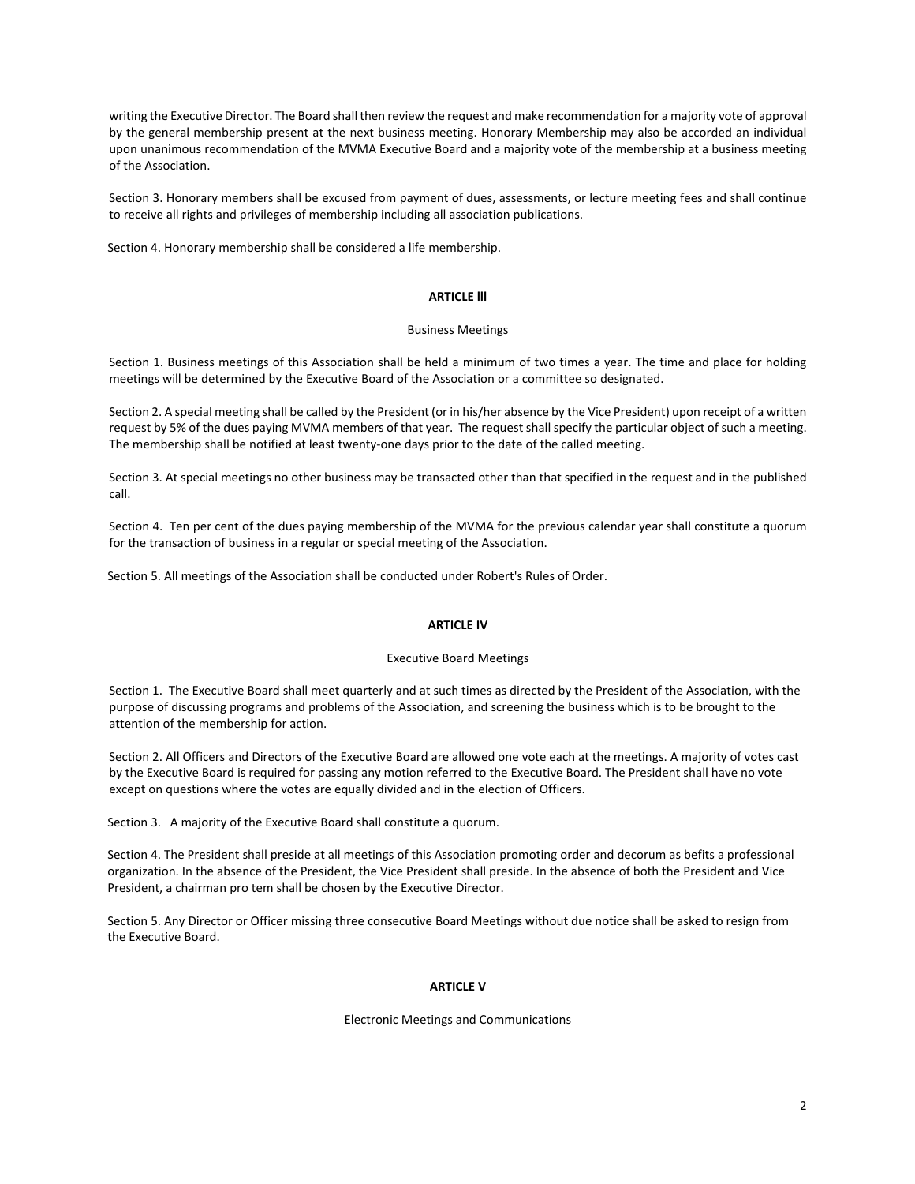writing the Executive Director. The Board shall then review the request and make recommendation for a majority vote of approval by the general membership present at the next business meeting. Honorary Membership may also be accorded an individual upon unanimous recommendation of the MVMA Executive Board and a majority vote of the membership at a business meeting of the Association.

Section 3. Honorary members shall be excused from payment of dues, assessments, or lecture meeting fees and shall continue to receive all rights and privileges of membership including all association publications.

Section 4. Honorary membership shall be considered a life membership.

## ARTICLE lll

Business Meetings

Section 1. Business meetings of this Association shall be held a minimum of two times a year. The time and place for holding meetings will be determined by the Executive Board of the Association or a committee so designated.

Section 2. A special meeting shall be called by the President (or in his/her absence by the Vice President) upon receipt of a written request by 5% of the dues paying MVMA members of that year. The request shall specify the particular object of such a meeting. The membership shall be notified at least twenty-one days prior to the date of the called meeting.

Section 3. At special meetings no other business may be transacted other than that specified in the request and in the published call.

Section 4. Ten per cent of the dues paying membership of the MVMA for the previous calendar year shall constitute a quorum for the transaction of business in a regular or special meeting of the Association.

Section 5. All meetings of the Association shall be conducted under Robert's Rules of Order.

## ARTICLE IV

Executive Board Meetings

Section 1. The Executive Board shall meet quarterly and at such times as directed by the President of the Association, with the purpose of discussing programs and problems of the Association, and screening the business which is to be brought to the attention of the membership for action.

Section 2. All Officers and Directors of the Executive Board are allowed one vote each at the meetings. A majority of votes cast by the Executive Board is required for passing any motion referred to the Executive Board. The President shall have no vote except on questions where the votes are equally divided and in the election of Officers.

Section 3. A majority of the Executive Board shall constitute a quorum.

Section 4. The President shall preside at all meetings of this Association promoting order and decorum as befits a professional organization. In the absence of the President, the Vice President shall preside. In the absence of both the President and Vice President, a chairman pro tem shall be chosen by the Executive Director.

Section 5. Any Director or Officer missing three consecutive Board Meetings without due notice shall be asked to resign from the Executive Board.

## ARTICLE V

Electronic Meetings and Communications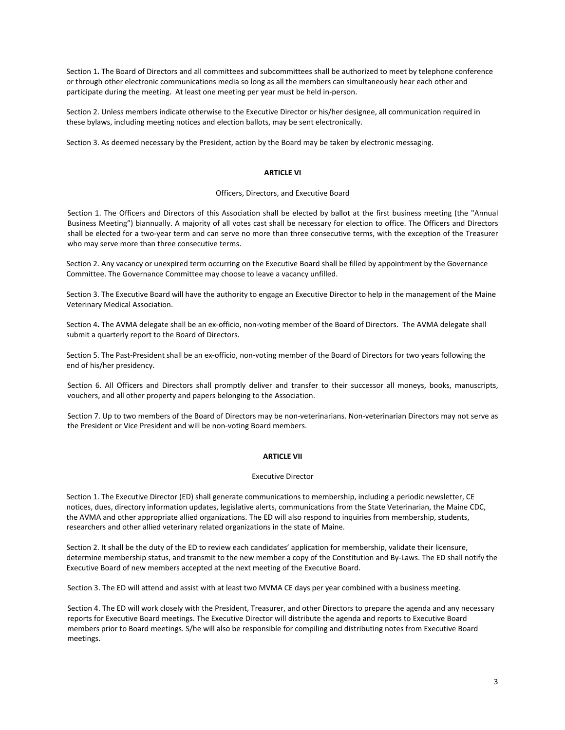Section 1**.** The Board of Directors and all committees and subcommittees shall be authorized to meet by telephone conference or through other electronic communications media so long as all the members can simultaneously hear each other and participate during the meeting. At least one meeting per year must be held in-person.

Section 2. Unless members indicate otherwise to the Executive Director or his/her designee, all communication required in these bylaws, including meeting notices and election ballots, may be sent electronically.

Section 3. As deemed necessary by the President, action by the Board may be taken by electronic messaging.

**ARTICLE VI**

Officers, Directors, and Executive Board

Section 1. The Officers and Directors of this Association shall be elected by ballot at the first business meeting (the "Annual Business Meeting") biannually. A majority of all votes cast shall be necessary for election to office. The Officers and Directors shall be elected for a two-year term and can serve no more than three consecutive terms, with the exception of the Treasurer who may serve more than three consecutive terms.

Section 2. Any vacancy or unexpired term occurring on the Executive Board shall be filled by appointment by the Governance Committee. The Governance Committee may choose to leave a vacancy unfilled.

Section 3. The Executive Board will have the authority to engage an Executive Director to help in the management of the Maine Veterinary Medical Association.

Section 4**.** The AVMA delegate shall be an ex-officio, non-voting member of the Board of Directors. The AVMA delegate shall submit a quarterly report to the Board of Directors.

Section 5. The Past-President shall be an ex-officio, non-voting member of the Board of Directors for two years following the end of his/her presidency.

Section 6. All Officers and Directors shall promptly deliver and transfer to their successor all moneys, books, manuscripts, vouchers, and all other property and papers belonging to the Association.

Section 7. Up to two members of the Board of Directors may be non-veterinarians. Non-veterinarian Directors may not serve as the President or Vice President and will be non-voting Board members.

**ARTICLE VII**

Executive Director

Section 1. The Executive Director (ED) shall generate communications to membership, including a periodic newsletter, CE notices, dues, directory information updates, legislative alerts, communications from the State Veterinarian, the Maine CDC, the AVMA and other appropriate allied organizations. The ED will also respond to inquiries from membership, students, researchers and other allied veterinary related organizations in the state of Maine.

Section 2. It shall be the duty of the ED to review each candidates' application for membership, validate their licensure, determine membership status, and transmit to the new member a copy of the Constitution and By-Laws. The ED shall notify the Executive Board of new members accepted at the next meeting of the Executive Board.

Section 3. The ED will attend and assist with at least two MVMA CE days per year combined with a business meeting.

Section 4. The ED will work closely with the President, Treasurer, and other Directors to prepare the agenda and any necessary reports for Executive Board meetings. The Executive Director will distribute the agenda and reports to Executive Board members prior to Board meetings. S/he will also be responsible for compiling and distributing notes from Executive Board meetings.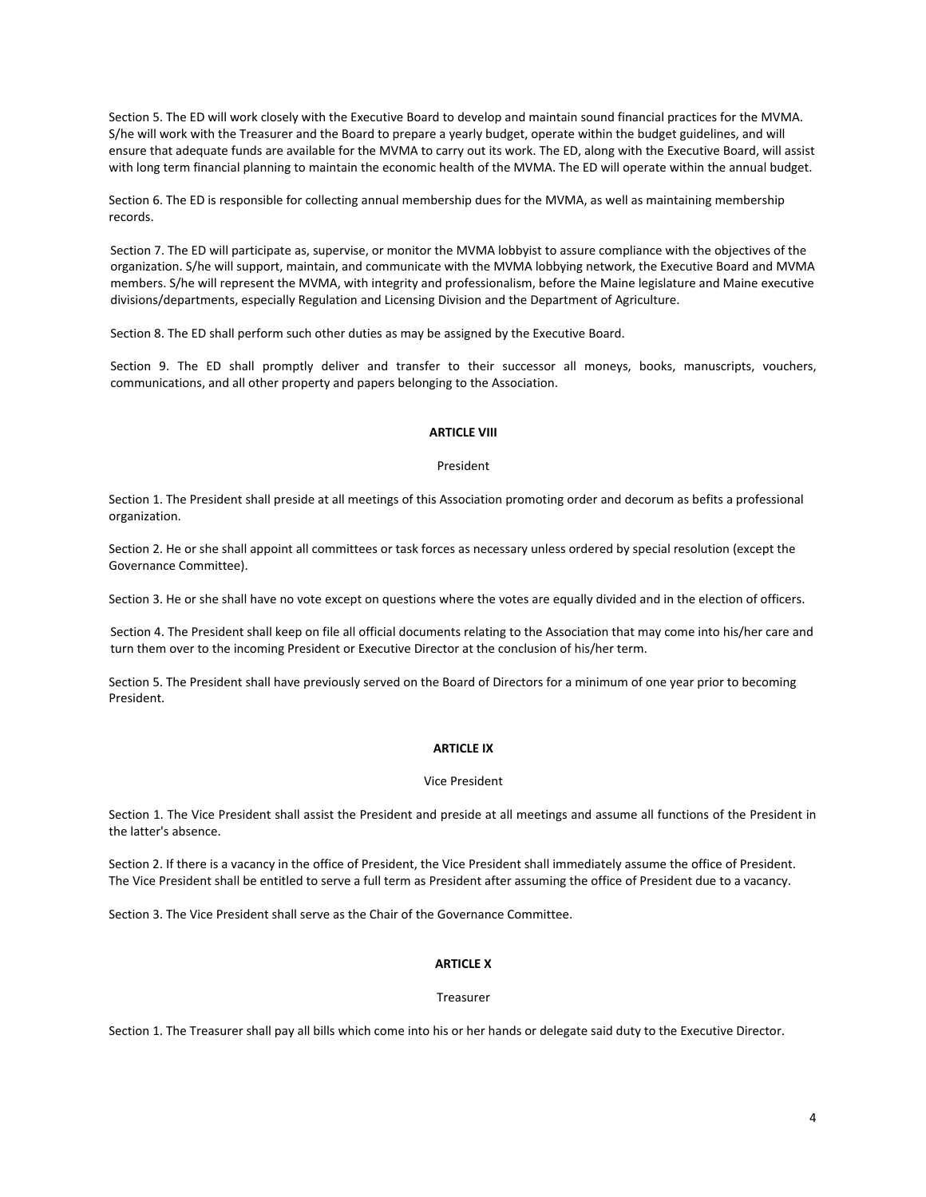Section 5. The ED will work closely with the Executive Board to develop and maintain sound financial practices for the MVMA. S/he will work with the Treasurer and the Board to prepare a yearly budget, operate within the budget guidelines, and will ensure that adequate funds are available for the MVMA to carry out its work. The ED, along with the Executive Board, will assist with long term financial planning to maintain the economic health of the MVMA. The ED will operate within the annual budget.

Section 6. The ED is responsible for collecting annual membership dues for the MVMA, as well as maintaining membership records.

Section 7. The ED will participate as, supervise, or monitor the MVMA lobbyist to assure compliance with the objectives of the organization. S/he will support, maintain, and communicate with the MVMA lobbying network, the Executive Board and MVMA members. S/he will represent the MVMA, with integrity and professionalism, before the Maine legislature and Maine executive divisions/departments, especially Regulation and Licensing Division and the Department of Agriculture.

Section 8. The ED shall perform such other duties as may be assigned by the Executive Board.

Section 9. The ED shall promptly deliver and transfer to their successor all moneys, books, manuscripts, vouchers, communications, and all other property and papers belonging to the Association.

## ARTICLE VIII

President

Section 1. The President shall preside at all meetings of this Association promoting order and decorum as befits a professional organization.

Section 2. He or she shall appoint all committees or task forces as necessary unless ordered by special resolution (except the Governance Committee).

Section 3. He or she shall have no vote except on questions where the votes are equally divided and in the election of officers.

Section 4. The President shall keep on file all official documents relating to the Association that may come into his/her care and turn them over to the incoming President or Executive Director at the conclusion of his/her term.

Section 5. The President shall have previously served on the Board of Directors for a minimum of one year prior to becoming President.

## ARTICLE IX

Vice President

Section 1. The Vice President shall assist the President and preside at all meetings and assume all functions of the President in the latter's absence.

Section 2. If there is a vacancy in the office of President, the Vice President shall immediately assume the office of President. The Vice President shall be entitled to serve a full term as President after assuming the office of President due to a vacancy.

Section 3. The Vice President shall serve as the Chair of the Governance Committee.

## ARTICLE X

Treasurer

Section 1. The Treasurer shall pay all bills which come into his or her hands or delegate said duty to the Executive Director.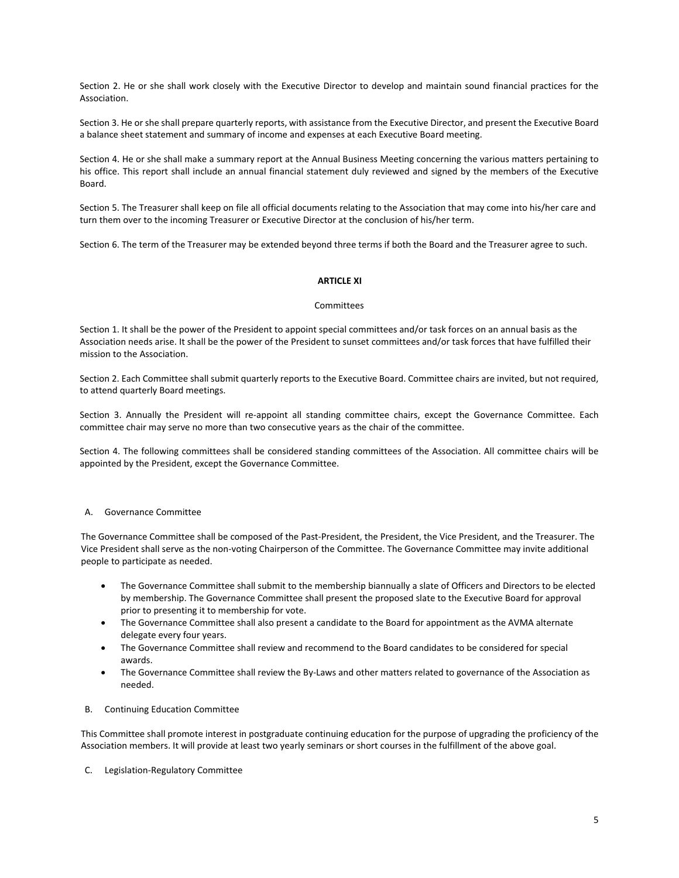Section 2. He or she shall work closely with the Executive Director to develop and maintain sound financial practices for the Association.

Section 3. He or she shall prepare quarterly reports, with assistance from the Executive Director, and present the Executive Board a balance sheet statement and summary of income and expenses at each Executive Board meeting.

Section 4. He or she shall make a summary report at the Annual Business Meeting concerning the various matters pertaining to his office. This report shall include an annual financial statement duly reviewed and signed by the members of the Executive Board.

Section 5. The Treasurer shall keep on file all official documents relating to the Association that may come into his/her care and turn them over to the incoming Treasurer or Executive Director at the conclusion of his/her term.

Section 6. The term of the Treasurer may be extended beyond three terms if both the Board and the Treasurer agree to such.

## ARTICLE XI

### Committees

Section 1. It shall be the power of the President to appoint special committees and/or task forces on an annual basis as the Association needs arise. It shall be the power of the President to sunset committees and/or task forces that have fulfilled their mission to the Association.

Section 2. Each Committee shall submit quarterly reports to the Executive Board. Committee chairs are invited, but not required, to attend quarterly Board meetings.

Section 3. Annually the President will re-appoint all standing committee chairs, except the Governance Committee. Each committee chair may serve no more than two consecutive years as the chair of the committee.

Section 4. The following committees shall be considered standing committees of the Association. All committee chairs will be appointed by the President, except the Governance Committee.

A. Governance Committee

The Governance Committee shall be composed of the Past-President, the President, the Vice President, and the Treasurer. The Vice President shall serve as the non-voting Chairperson of the Committee. The Governance Committee may invite additional people to participate as needed.

- The Governance Committee shall submit to the membership biannually a slate of Officers and Directors to be elected by membership. The Governance Committee shall present the proposed slate to the Executive Board for approval prior to presenting it to membership for vote.
- The Governance Committee shall also present a candidate to the Board for appointment as the AVMA alternate delegate every four years.
- The Governance Committee shall review and recommend to the Board candidates to be considered for special awards.
- The Governance Committee shall review the By-Laws and other matters related to governance of the Association as needed.

B. Continuing Education Committee

This Committee shall promote interest in postgraduate continuing education for the purpose of upgrading the proficiency of the Association members. It will provide at least two yearly seminars or short courses in the fulfillment of the above goal.

C. Legislation-Regulatory Committee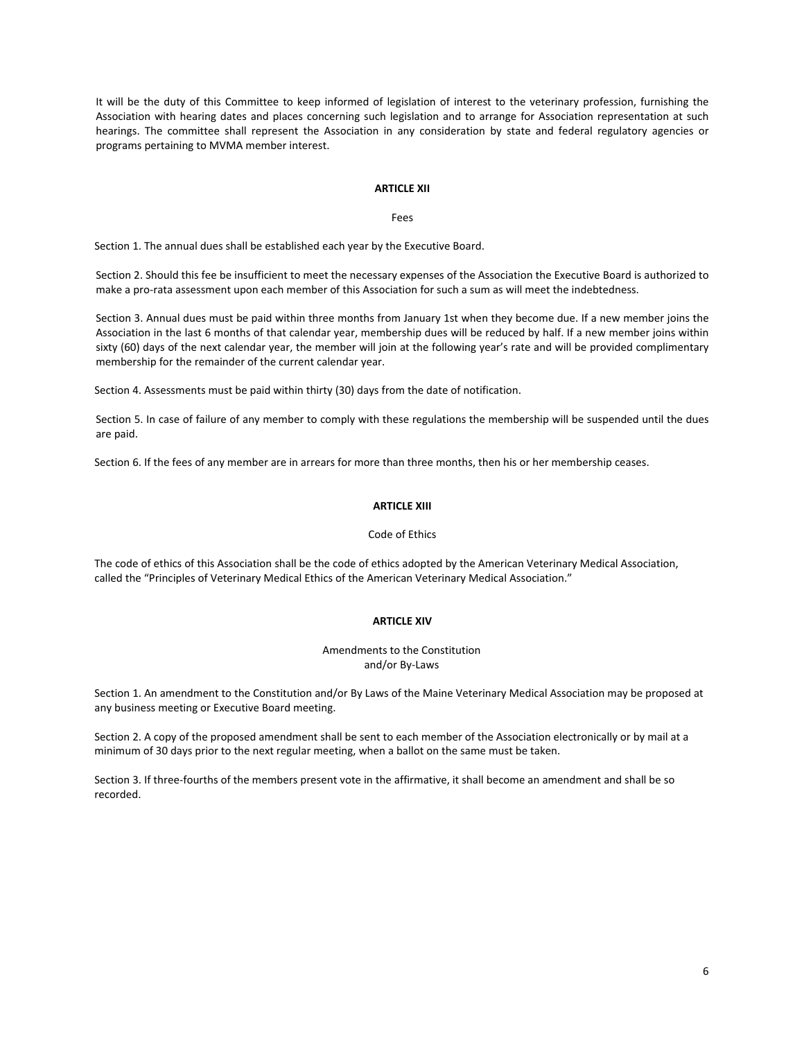It will be the duty of this Committee to keep informed of legislation of interest to the veterinary profession, furnishing the Association with hearing dates and places concerning such legislation and to arrange for Association representation at such hearings. The committee shall represent the Association in any consideration by state and federal regulatory agencies or programs pertaining to MVMA member interest.

## ARTICLE XII

Fees

Section 1. The annual dues shall be established each year by the Executive Board.

Section 2. Should this fee be insufficient to meet the necessary expenses of the Association the Executive Board is authorized to make a pro-rata assessment upon each member of this Association for such a sum as will meet the indebtedness.

Section 3. Annual dues must be paid within three months from January 1st when they become due. If a new member joins the Association in the last 6 months of that calendar year, membership dues will be reduced by half. If a new member joins within sixty (60) days of the next calendar year, the member will join at the following year's rate and will be provided complimentary membership for the remainder of the current calendar year.

Section 4. Assessments must be paid within thirty (30) days from the date of notification.

Section 5. In case of failure of any member to comply with these regulations the membership will be suspended until the dues are paid.

Section 6. If the fees of any member are in arrears for more than three months, then his or her membership ceases.

## ARTICLE XIII

Code of Ethics

The code of ethics of this Association shall be the code of ethics adopted by the American Veterinary Medical Association, called the "Principles of Veterinary Medical Ethics of the American Veterinary Medical Association."

## ARTICLE XIV

Amendments to the Constitution
and/or By-Laws

Section 1. An amendment to the Constitution and/or By Laws of the Maine Veterinary Medical Association may be proposed at any business meeting or Executive Board meeting.

Section 2. A copy of the proposed amendment shall be sent to each member of the Association electronically or by mail at a minimum of 30 days prior to the next regular meeting, when a ballot on the same must be taken.

Section 3. If three-fourths of the members present vote in the affirmative, it shall become an amendment and shall be so recorded.